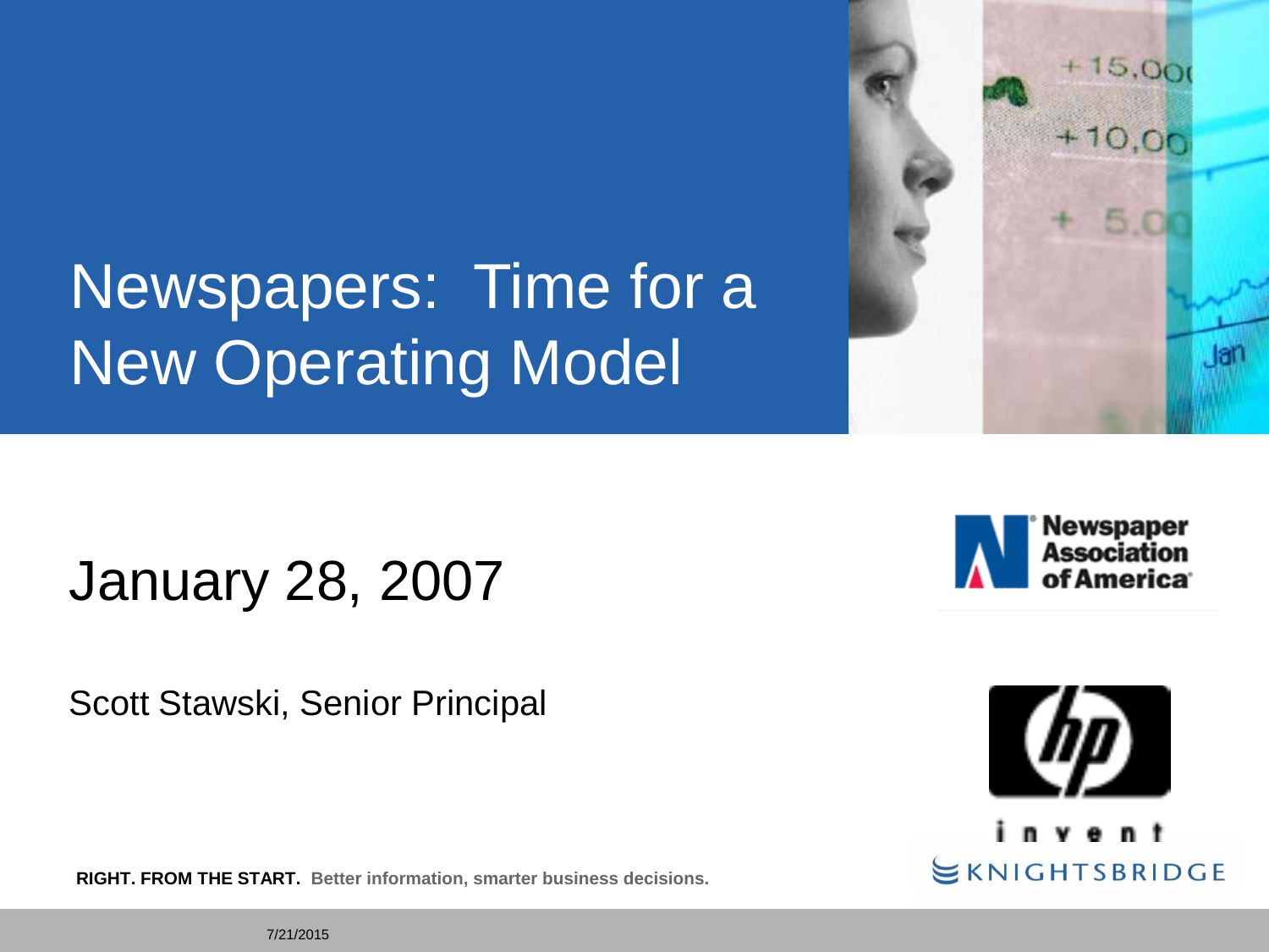# Newspapers: Time for a New Operating Model

January 28, 2007

Scott Stawski, Senior Principal

Newspaper Association of America

invent

KNIGHTSBRIDGE

**RIGHT. FROM THE START.** Better information, smarter business decisions.

7/21/2015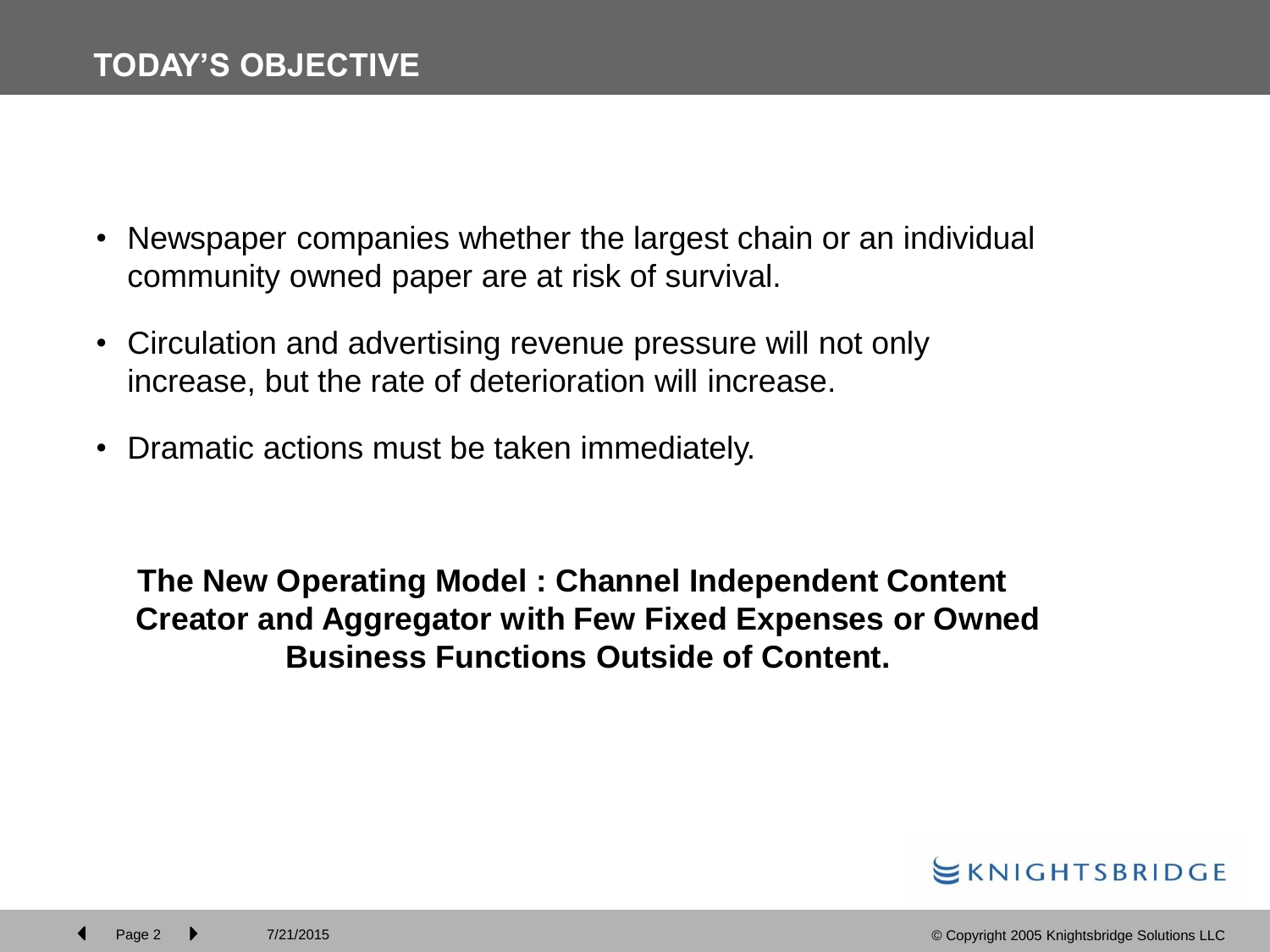## TODAY'S OBJECTIVE

- Newspaper companies whether the largest chain or an individual community owned paper are at risk of survival.
- Circulation and advertising revenue pressure will not only increase, but the rate of deterioration will increase.
- Dramatic actions must be taken immediately.

**The New Operating Model : Channel Independent Content Creator and Aggregator with Few Fixed Expenses or Owned Business Functions Outside of Content.**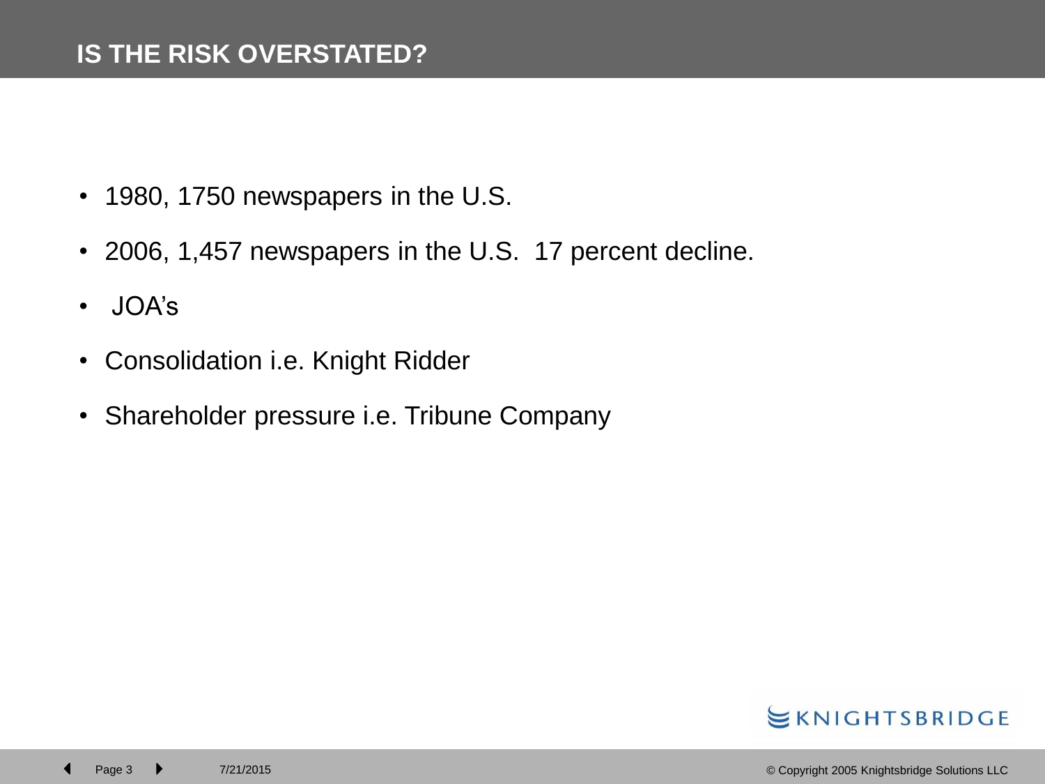# IS THE RISK OVERSTATED?

- 1980, 1750 newspapers in the U.S.
- 2006, 1,457 newspapers in the U.S. 17 percent decline.
- JOA's
- Consolidation i.e. Knight Ridder
- Shareholder pressure i.e. Tribune Company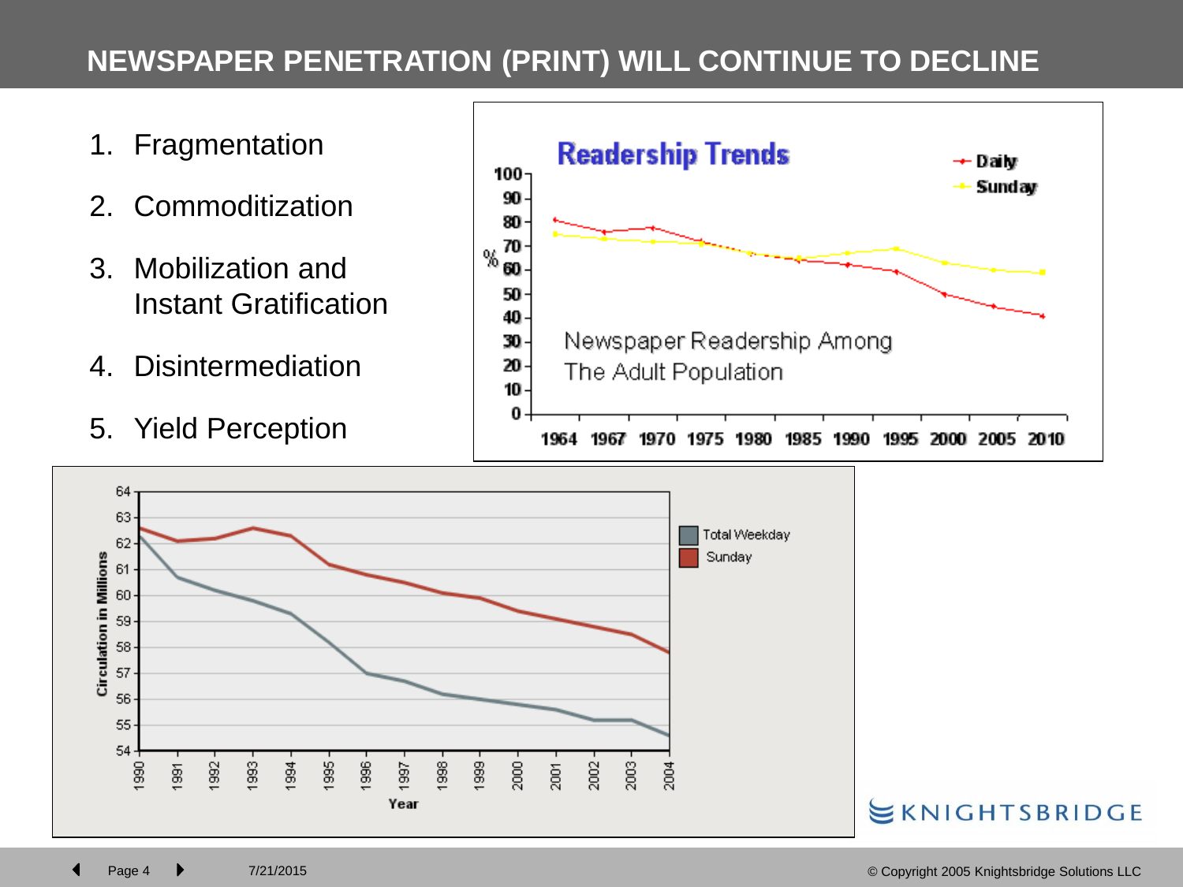# NEWSPAPER PENETRATION (PRINT) WILL CONTINUE TO DECLINE

1. Fragmentation
2. Commoditization
3. Mobilization and Instant Gratification
4. Disintermediation
5. Yield Perception

**Readership Trends**

Newspaper Readership Among The Adult Population

- Daily
- Sunday

Circulation in Millions

- Total Weekday
- Sunday

KNIGHTSBRIDGE

© Copyright 2005 Knightsbridge Solutions LLC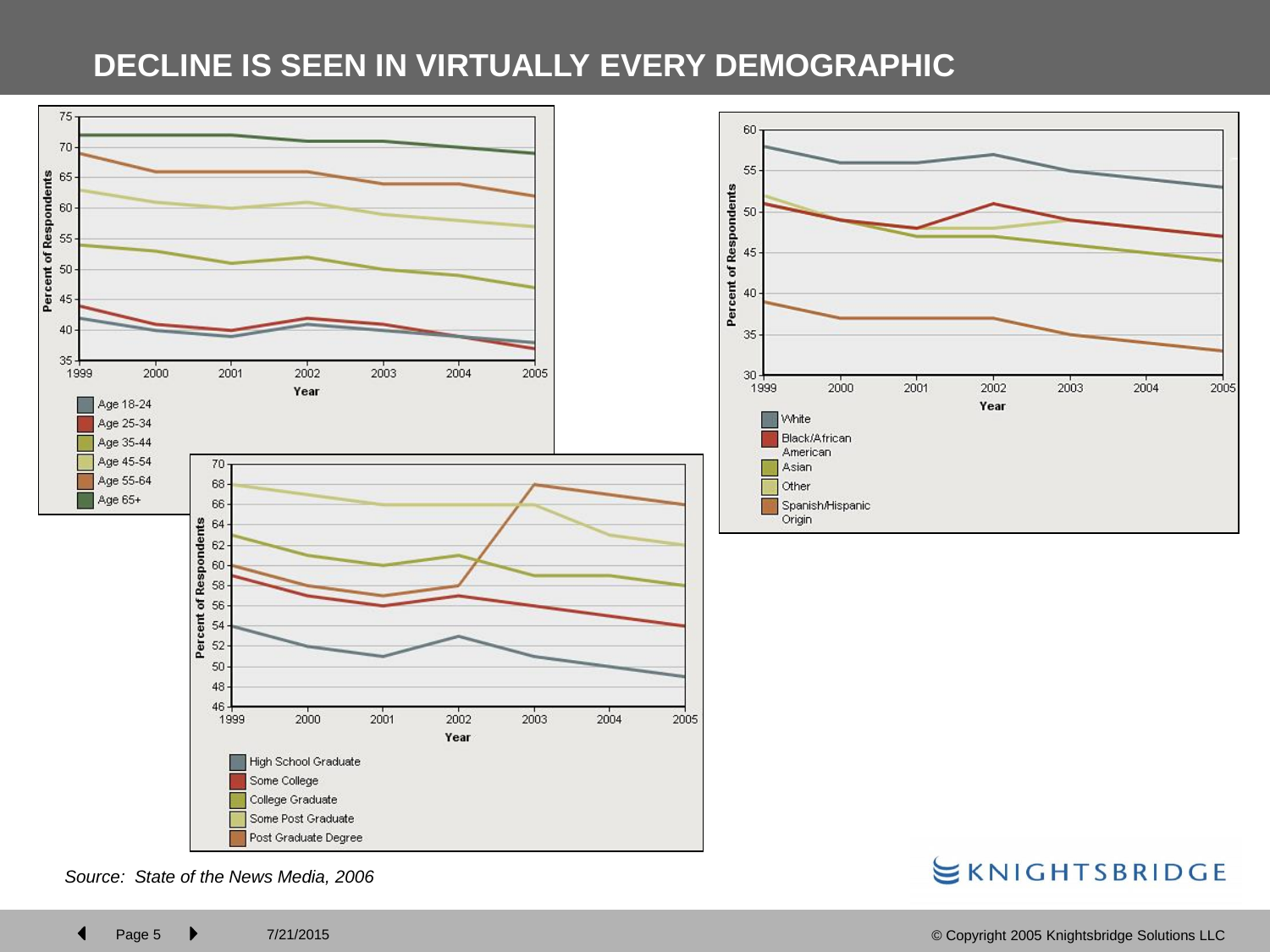# DECLINE IS SEEN IN VIRTUALLY EVERY DEMOGRAPHIC

Percent of Respondents (y-axis) by Year (x-axis), 1999–2005

Legend: Age 18-24; Age 25-34; Age 35-44; Age 45-54; Age 55-64; Age 65+

Legend: White; Black/African American; Asian; Other; Spanish/Hispanic Origin

Legend: High School Graduate; Some College; College Graduate; Some Post Graduate; Post Graduate Degree

*Source: State of the News Media, 2006*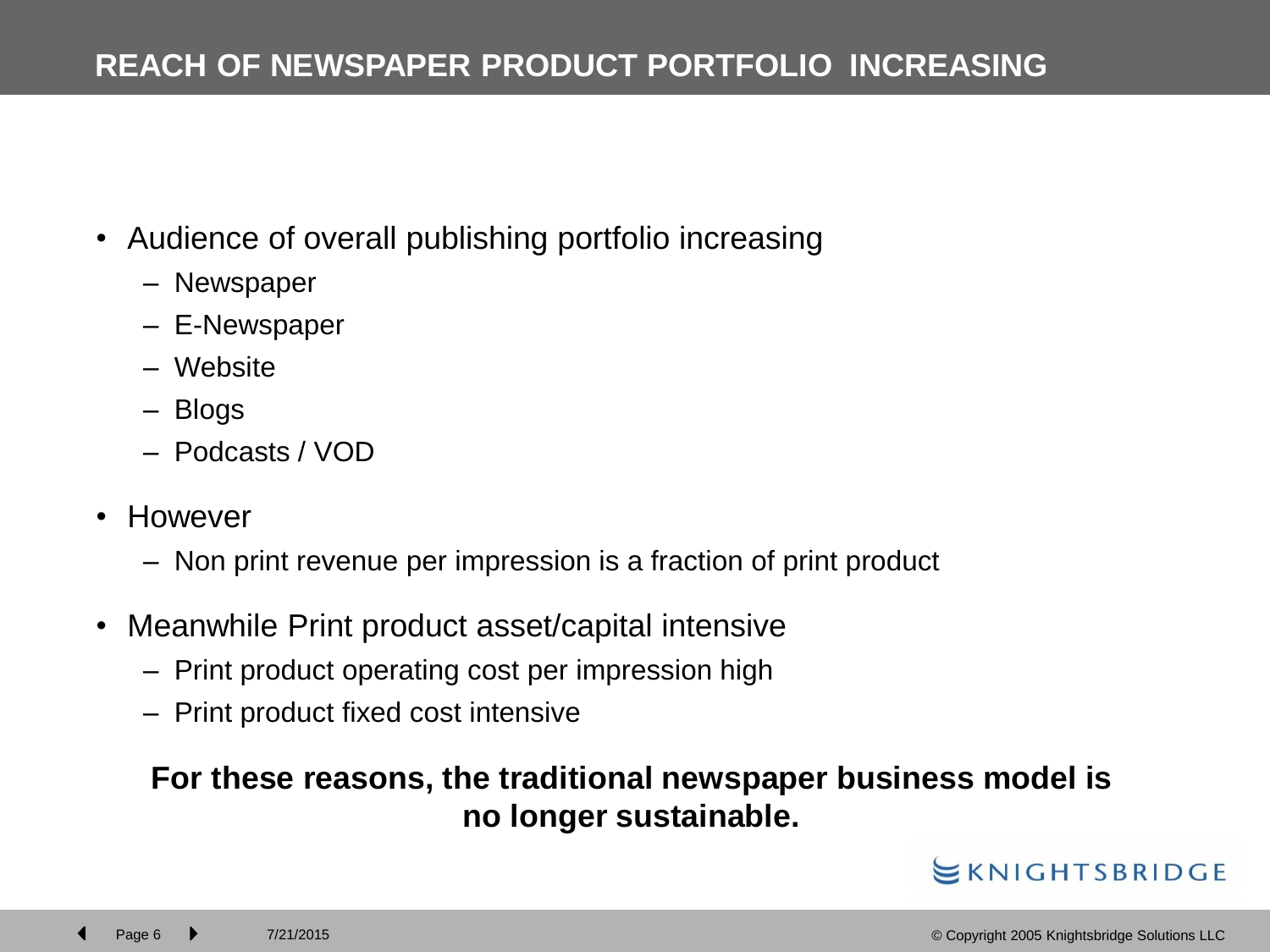# REACH OF NEWSPAPER PRODUCT PORTFOLIO INCREASING

- Audience of overall publishing portfolio increasing
  - Newspaper
  - E-Newspaper
  - Website
  - Blogs
  - Podcasts / VOD
- However
  - Non print revenue per impression is a fraction of print product
- Meanwhile Print product asset/capital intensive
  - Print product operating cost per impression high
  - Print product fixed cost intensive

**For these reasons, the traditional newspaper business model is no longer sustainable.**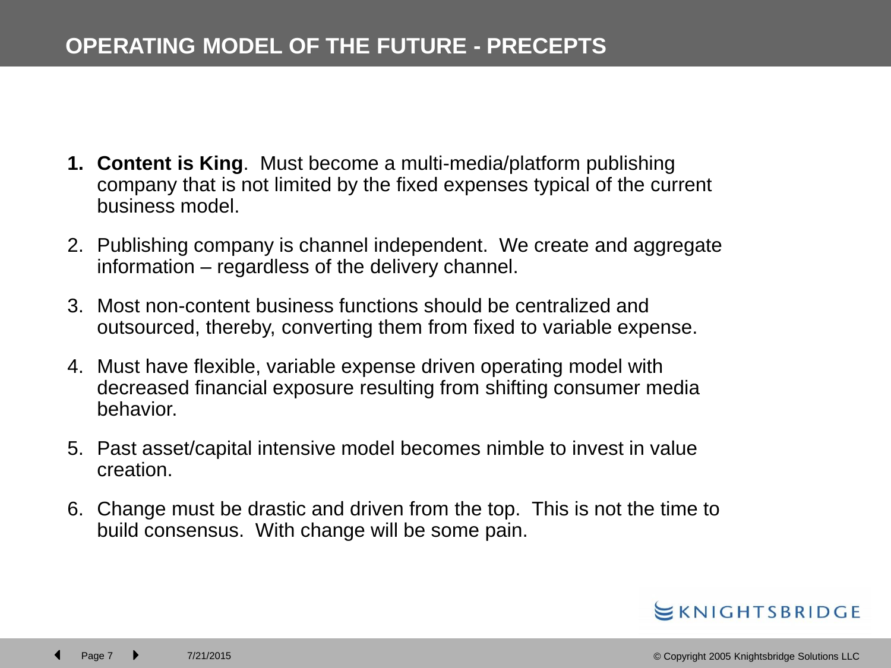# OPERATING MODEL OF THE FUTURE - PRECEPTS

1. **Content is King**. Must become a multi-media/platform publishing company that is not limited by the fixed expenses typical of the current business model.
2. Publishing company is channel independent. We create and aggregate information – regardless of the delivery channel.
3. Most non-content business functions should be centralized and outsourced, thereby, converting them from fixed to variable expense.
4. Must have flexible, variable expense driven operating model with decreased financial exposure resulting from shifting consumer media behavior.
5. Past asset/capital intensive model becomes nimble to invest in value creation.
6. Change must be drastic and driven from the top. This is not the time to build consensus. With change will be some pain.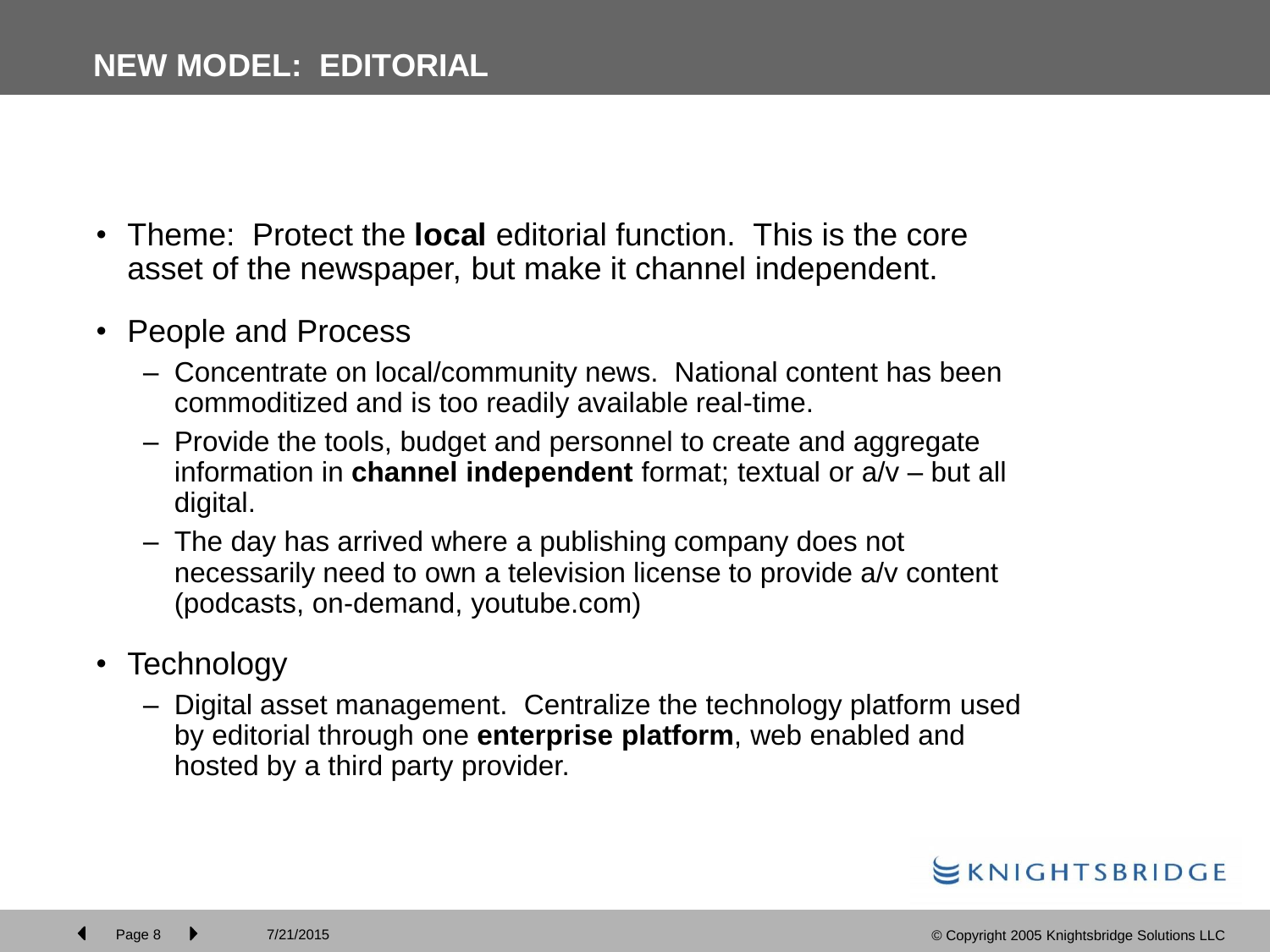# NEW MODEL: EDITORIAL

- Theme: Protect the **local** editorial function. This is the core asset of the newspaper, but make it channel independent.
- People and Process
  - Concentrate on local/community news. National content has been commoditized and is too readily available real-time.
  - Provide the tools, budget and personnel to create and aggregate information in **channel independent** format; textual or a/v – but all digital.
  - The day has arrived where a publishing company does not necessarily need to own a television license to provide a/v content (podcasts, on-demand, youtube.com)
- Technology
  - Digital asset management. Centralize the technology platform used by editorial through one **enterprise platform**, web enabled and hosted by a third party provider.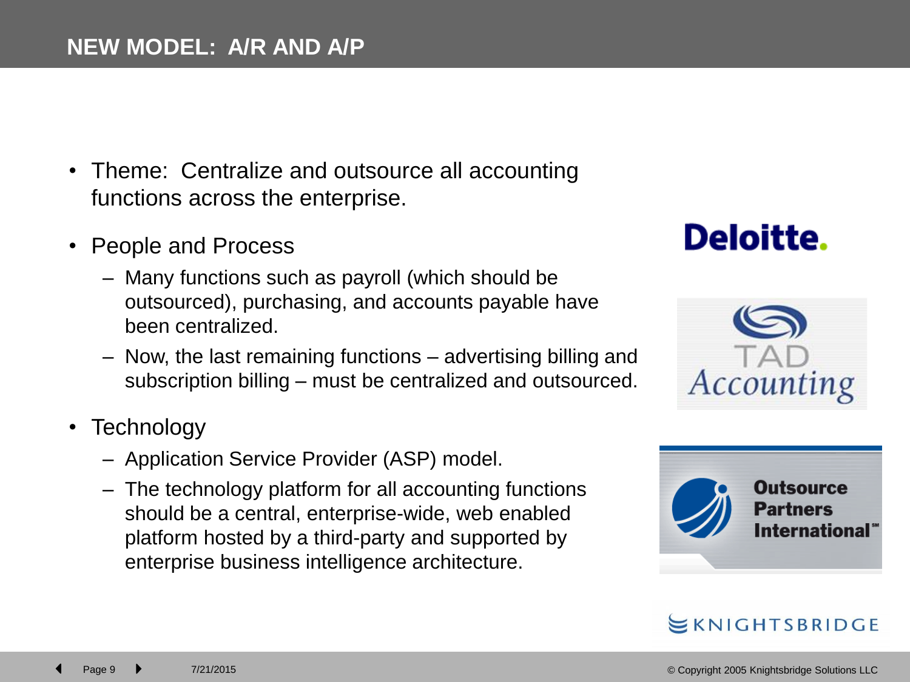# NEW MODEL: A/R AND A/P

- Theme: Centralize and outsource all accounting functions across the enterprise.
- People and Process
  - Many functions such as payroll (which should be outsourced), purchasing, and accounts payable have been centralized.
  - Now, the last remaining functions – advertising billing and subscription billing – must be centralized and outsourced.
- Technology
  - Application Service Provider (ASP) model.
  - The technology platform for all accounting functions should be a central, enterprise-wide, web enabled platform hosted by a third-party and supported by enterprise business intelligence architecture.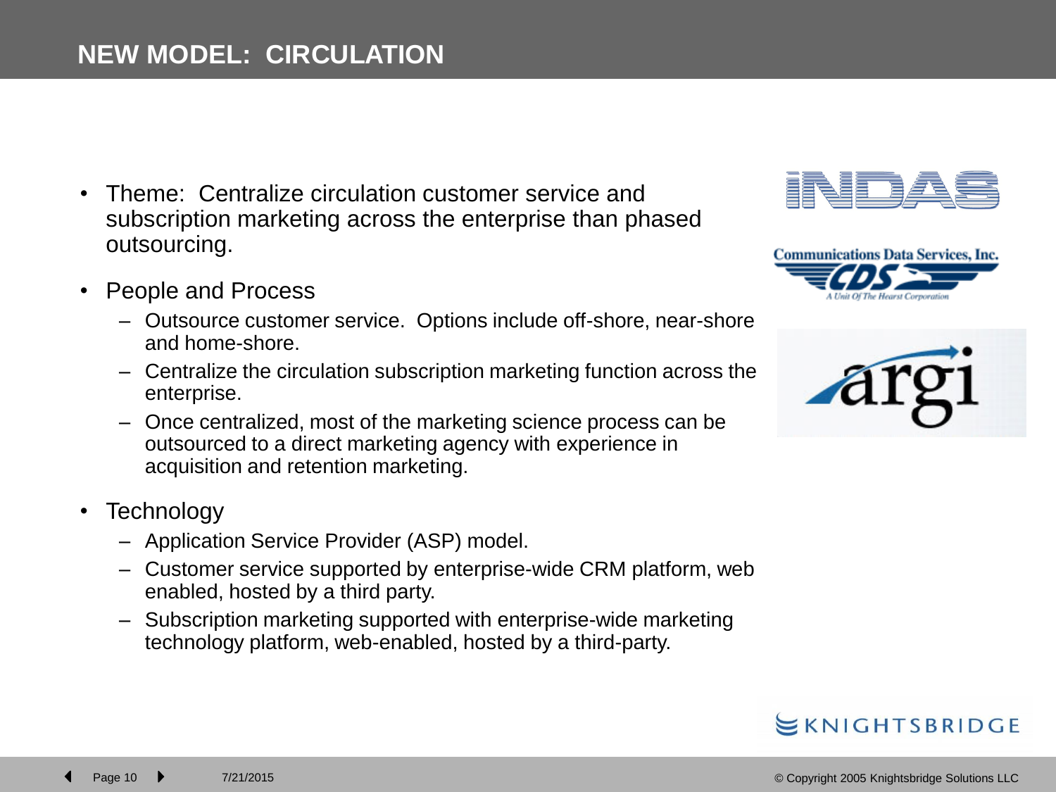# NEW MODEL: CIRCULATION

- Theme: Centralize circulation customer service and subscription marketing across the enterprise than phased outsourcing.
- People and Process
  - Outsource customer service. Options include off-shore, near-shore and home-shore.
  - Centralize the circulation subscription marketing function across the enterprise.
  - Once centralized, most of the marketing science process can be outsourced to a direct marketing agency with experience in acquisition and retention marketing.
- Technology
  - Application Service Provider (ASP) model.
  - Customer service supported by enterprise-wide CRM platform, web enabled, hosted by a third party.
  - Subscription marketing supported with enterprise-wide marketing technology platform, web-enabled, hosted by a third-party.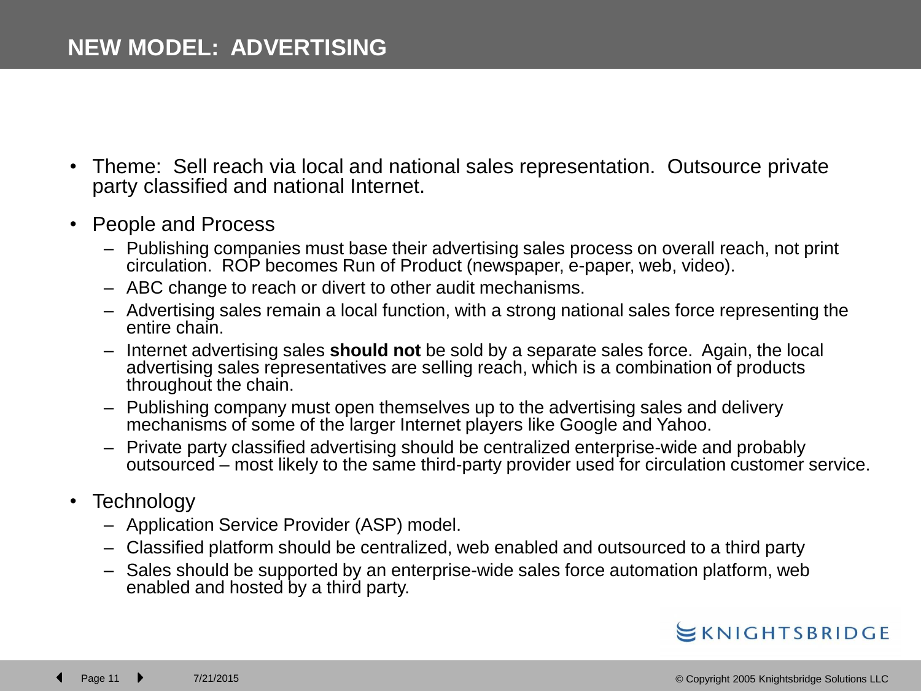# NEW MODEL: ADVERTISING

- Theme: Sell reach via local and national sales representation. Outsource private party classified and national Internet.
- People and Process
  - Publishing companies must base their advertising sales process on overall reach, not print circulation. ROP becomes Run of Product (newspaper, e-paper, web, video).
  - ABC change to reach or divert to other audit mechanisms.
  - Advertising sales remain a local function, with a strong national sales force representing the entire chain.
  - Internet advertising sales **should not** be sold by a separate sales force. Again, the local advertising sales representatives are selling reach, which is a combination of products throughout the chain.
  - Publishing company must open themselves up to the advertising sales and delivery mechanisms of some of the larger Internet players like Google and Yahoo.
  - Private party classified advertising should be centralized enterprise-wide and probably outsourced – most likely to the same third-party provider used for circulation customer service.
- Technology
  - Application Service Provider (ASP) model.
  - Classified platform should be centralized, web enabled and outsourced to a third party
  - Sales should be supported by an enterprise-wide sales force automation platform, web enabled and hosted by a third party.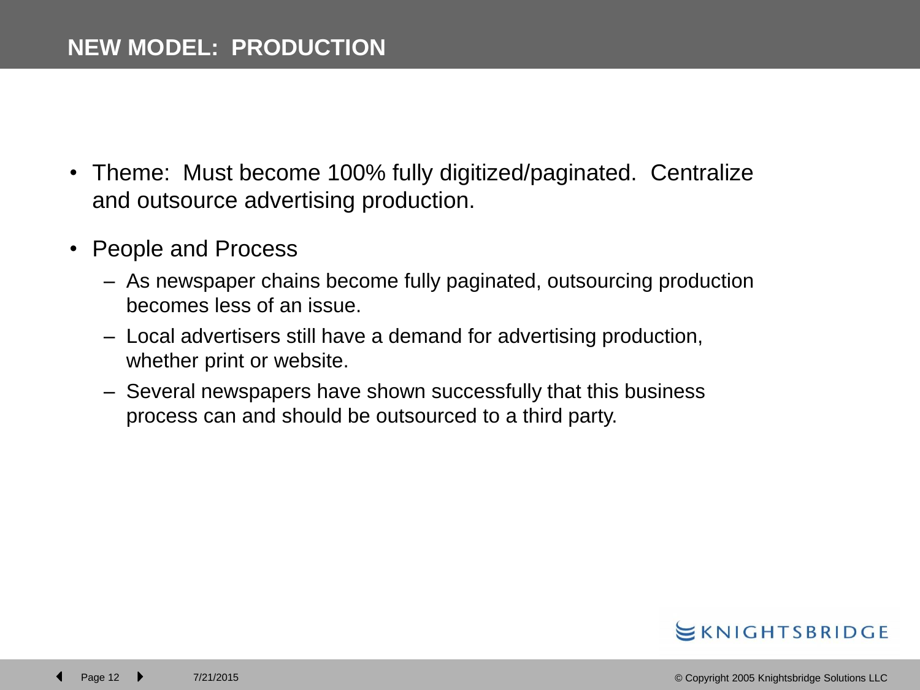# NEW MODEL: PRODUCTION

- Theme: Must become 100% fully digitized/paginated. Centralize and outsource advertising production.
- People and Process
  - As newspaper chains become fully paginated, outsourcing production becomes less of an issue.
  - Local advertisers still have a demand for advertising production, whether print or website.
  - Several newspapers have shown successfully that this business process can and should be outsourced to a third party.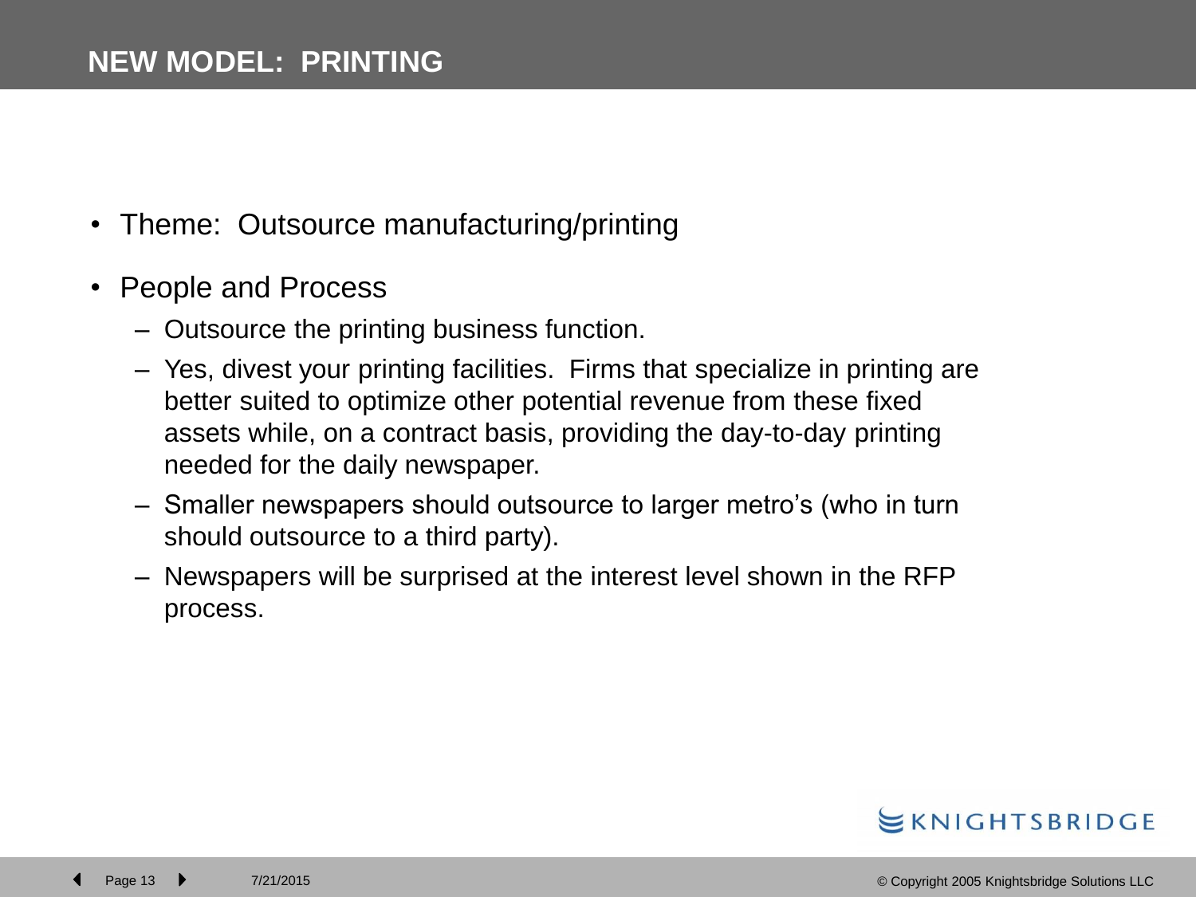# NEW MODEL: PRINTING

- Theme: Outsource manufacturing/printing
- People and Process
  - Outsource the printing business function.
  - Yes, divest your printing facilities. Firms that specialize in printing are better suited to optimize other potential revenue from these fixed assets while, on a contract basis, providing the day-to-day printing needed for the daily newspaper.
  - Smaller newspapers should outsource to larger metro's (who in turn should outsource to a third party).
  - Newspapers will be surprised at the interest level shown in the RFP process.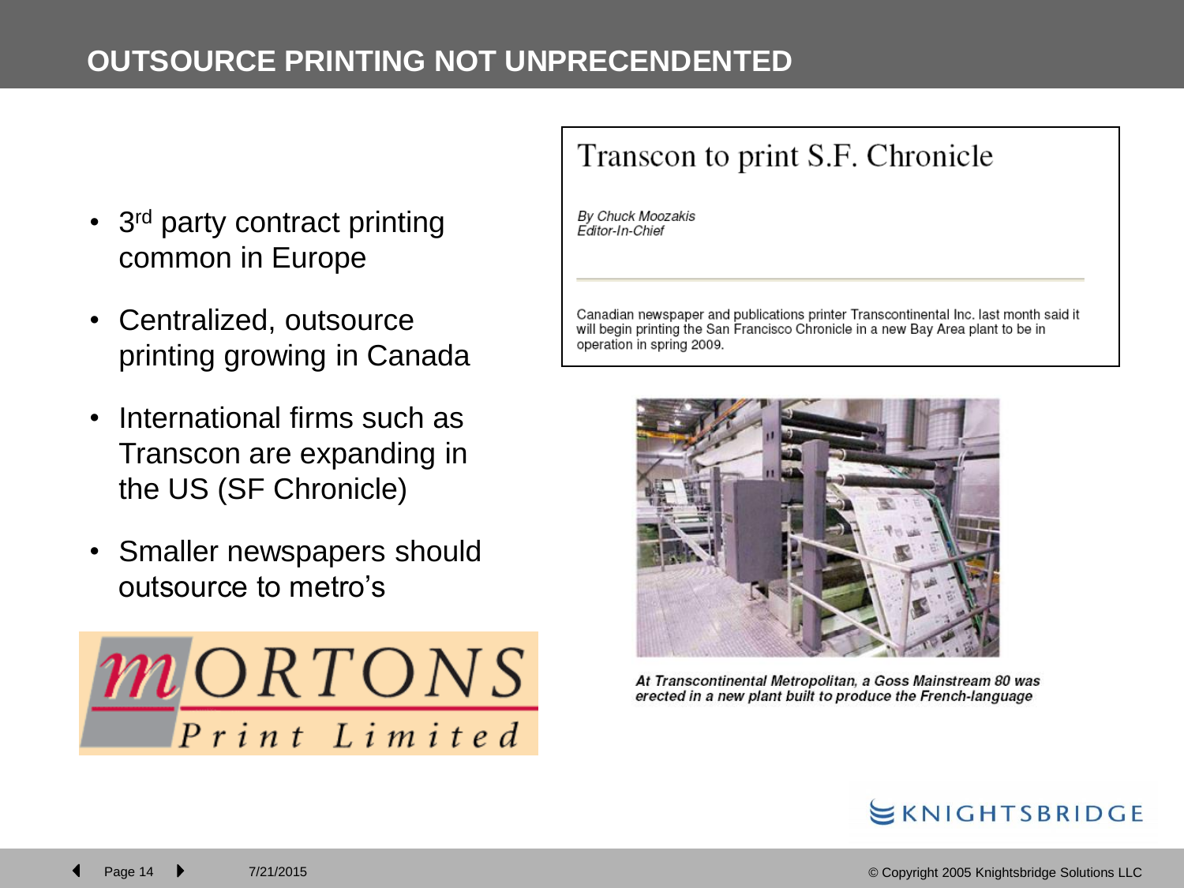# OUTSOURCE PRINTING NOT UNPRECENDENTED

- 3rd party contract printing common in Europe
- Centralized, outsource printing growing in Canada
- International firms such as Transcon are expanding in the US (SF Chronicle)
- Smaller newspapers should outsource to metro's

MORTONS Print Limited

## Transcon to print S.F. Chronicle

*By Chuck Moozakis*
*Editor-In-Chief*

Canadian newspaper and publications printer Transcontinental Inc. last month said it will begin printing the San Francisco Chronicle in a new Bay Area plant to be in operation in spring 2009.

***At Transcontinental Metropolitan, a Goss Mainstream 80 was erected in a new plant built to produce the French-language***

KNIGHTSBRIDGE

© Copyright 2005 Knightsbridge Solutions LLC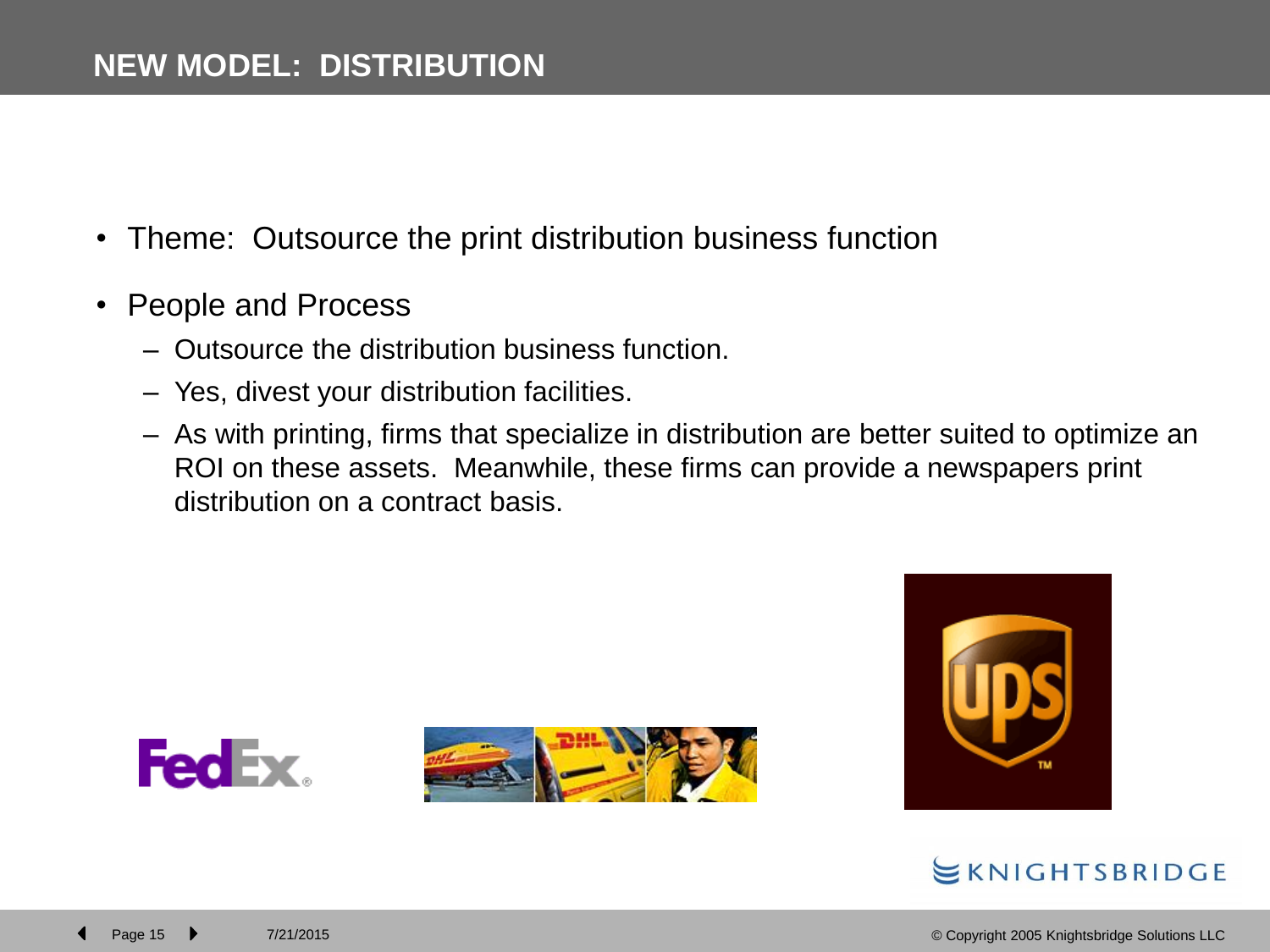# NEW MODEL: DISTRIBUTION

- Theme: Outsource the print distribution business function
- People and Process
  - Outsource the distribution business function.
  - Yes, divest your distribution facilities.
  - As with printing, firms that specialize in distribution are better suited to optimize an ROI on these assets. Meanwhile, these firms can provide a newspapers print distribution on a contract basis.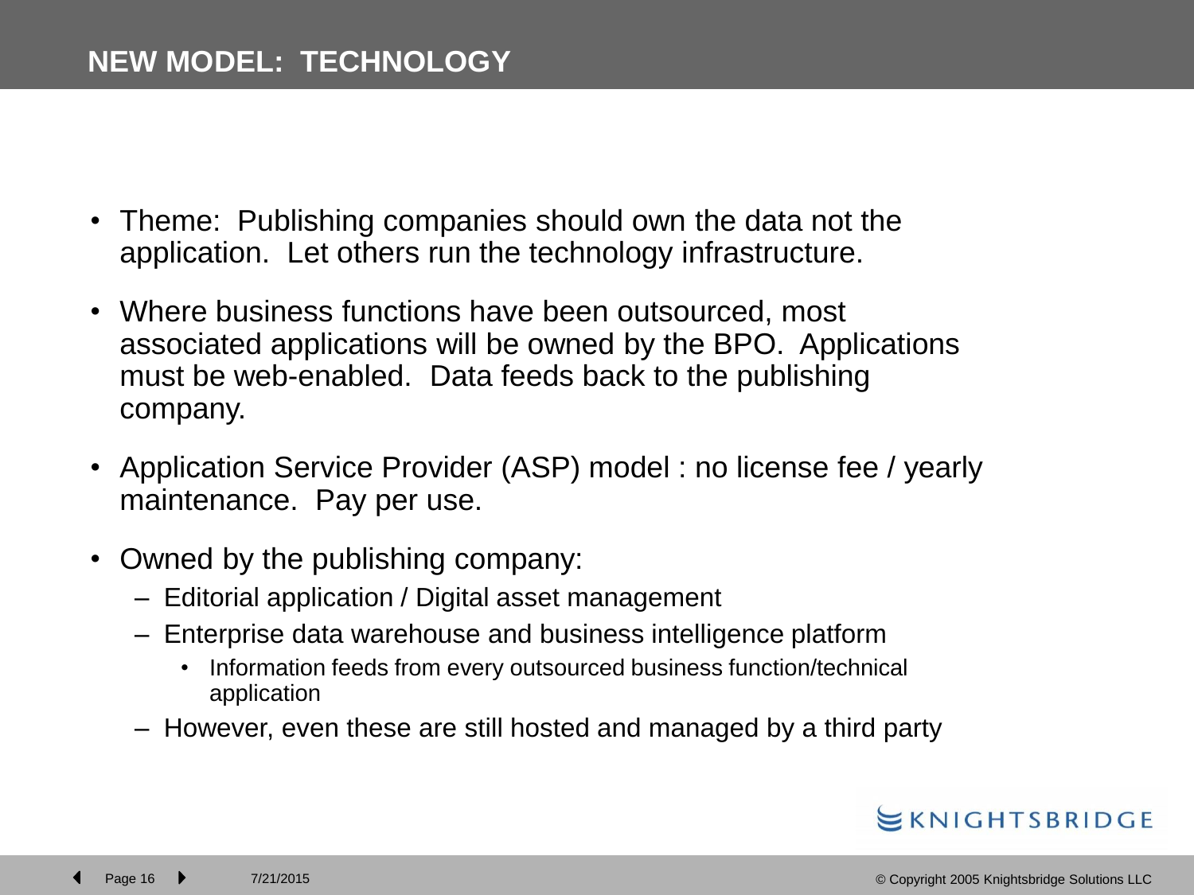# NEW MODEL: TECHNOLOGY

- Theme: Publishing companies should own the data not the application. Let others run the technology infrastructure.
- Where business functions have been outsourced, most associated applications will be owned by the BPO. Applications must be web-enabled. Data feeds back to the publishing company.
- Application Service Provider (ASP) model : no license fee / yearly maintenance. Pay per use.
- Owned by the publishing company:
  - Editorial application / Digital asset management
  - Enterprise data warehouse and business intelligence platform
    - Information feeds from every outsourced business function/technical application
  - However, even these are still hosted and managed by a third party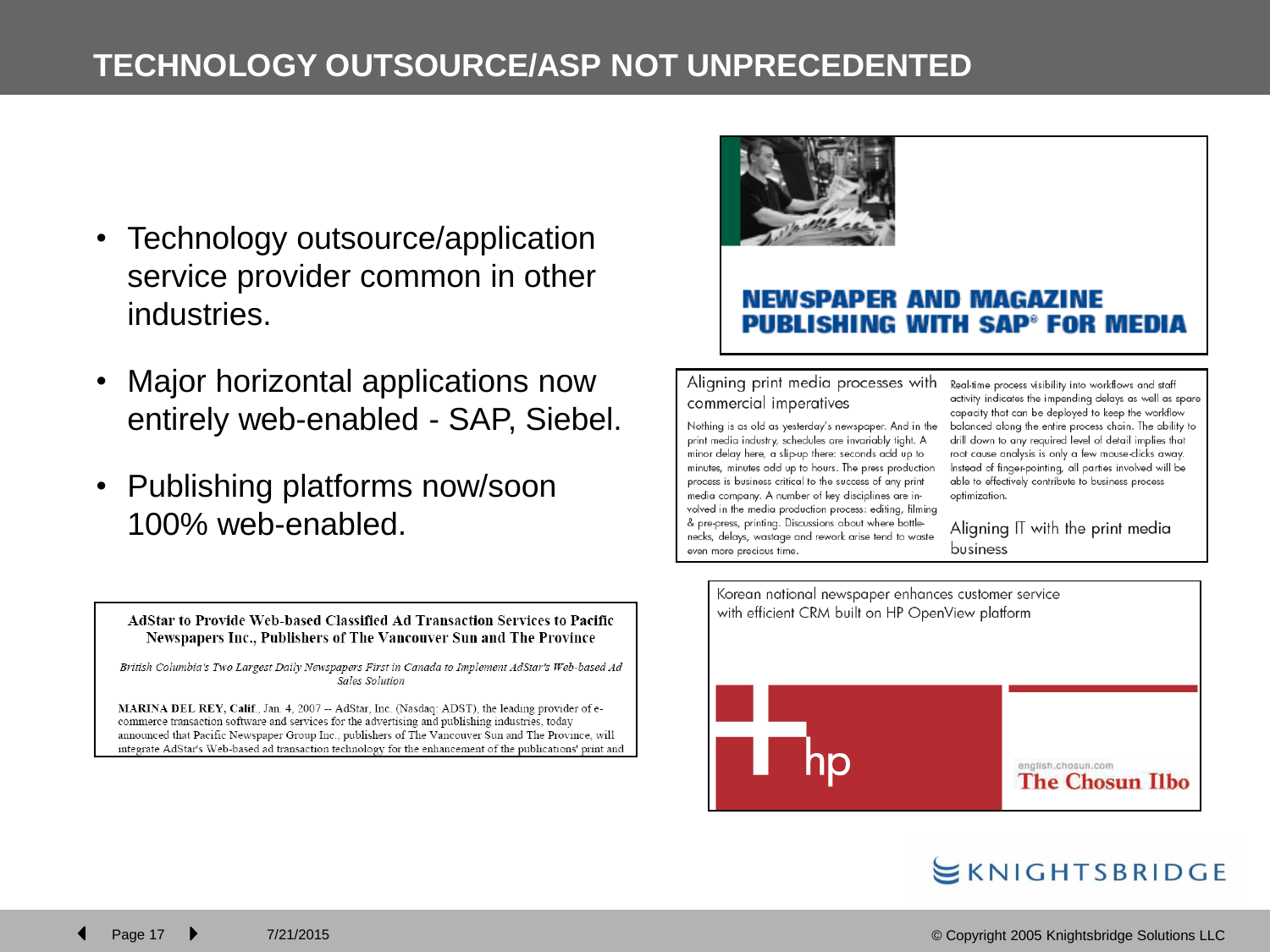# TECHNOLOGY OUTSOURCE/ASP NOT UNPRECEDENTED

- Technology outsource/application service provider common in other industries.
- Major horizontal applications now entirely web-enabled - SAP, Siebel.
- Publishing platforms now/soon 100% web-enabled.

**AdStar to Provide Web-based Classified Ad Transaction Services to Pacific Newspapers Inc., Publishers of The Vancouver Sun and The Province**

*British Columbia's Two Largest Daily Newspapers First in Canada to Implement AdStar's Web-based Ad Sales Solution*

**MARINA DEL REY, Calif.**, Jan. 4, 2007 -- AdStar, Inc. (Nasdaq: ADST), the leading provider of e-commerce transaction software and services for the advertising and publishing industries, today announced that Pacific Newspaper Group Inc., publishers of The Vancouver Sun and The Province, will integrate AdStar's Web-based ad transaction technology for the enhancement of the publications' print and

**NEWSPAPER AND MAGAZINE PUBLISHING WITH SAP® FOR MEDIA**

Aligning print media processes with commercial imperatives

Nothing is as old as yesterday's newspaper. And in the print media industry, schedules are invariably tight. A minor delay here, a slip-up there: seconds add up to minutes, minutes add up to hours. The press production process is business critical to the success of any print media company. A number of key disciplines are involved in the media production process: editing, filming & pre-press, printing. Discussions about where bottlenecks, delays, wastage and rework arise tend to waste even more precious time.

Real-time process visibility into workflows and staff activity indicates the impending delays as well as spare capacity that can be deployed to keep the workflow balanced along the entire process chain. The ability to drill down to any required level of detail implies that root cause analysis is only a few mouse-clicks away. Instead of finger-pointing, all parties involved will be able to effectively contribute to business process optimization.

Aligning IT with the print media business

Korean national newspaper enhances customer service with efficient CRM built on HP OpenView platform

hp

english.chosun.com

The Chosun Ilbo

KNIGHTSBRIDGE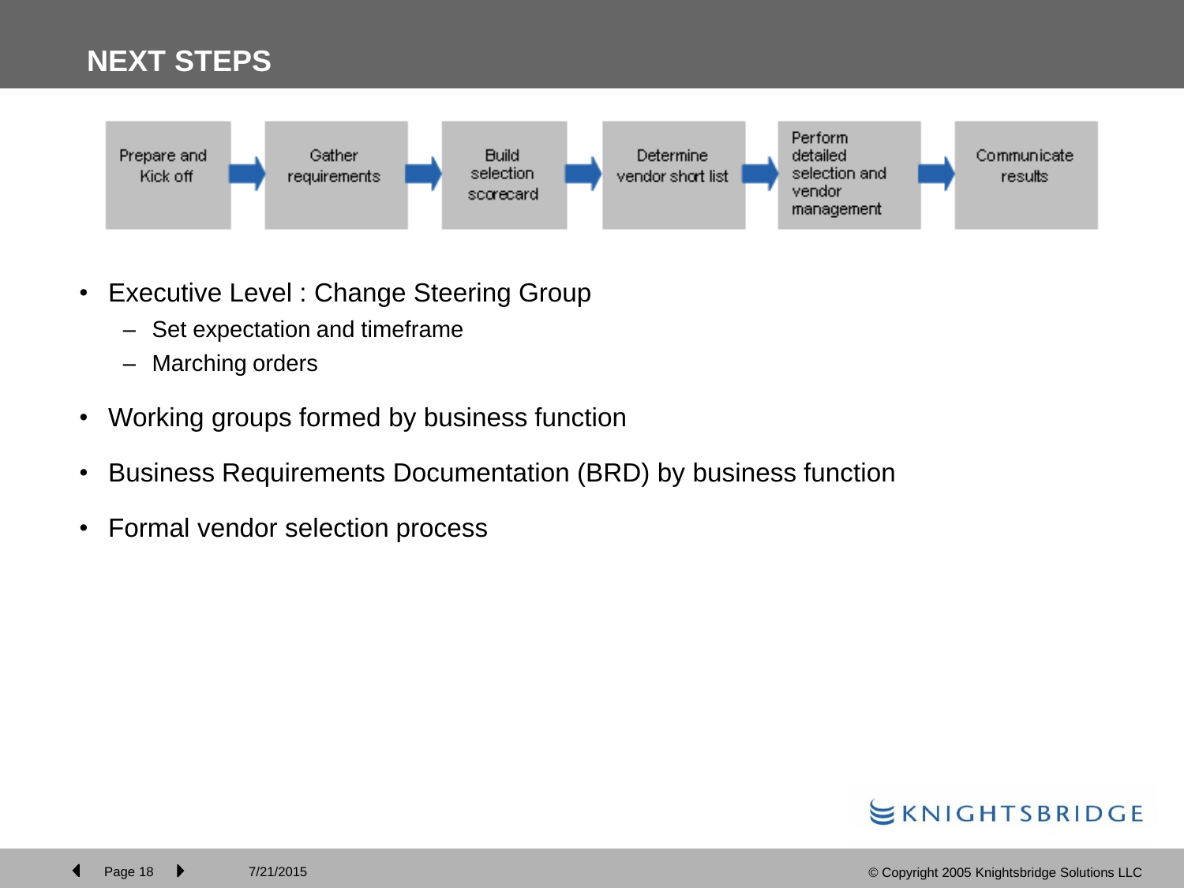# NEXT STEPS

Prepare and Kick off → Gather requirements → Build selection scorecard → Determine vendor short list → Perform detailed selection and vendor management → Communicate results

- Executive Level : Change Steering Group
  - Set expectation and timeframe
  - Marching orders
- Working groups formed by business function
- Business Requirements Documentation (BRD) by business function
- Formal vendor selection process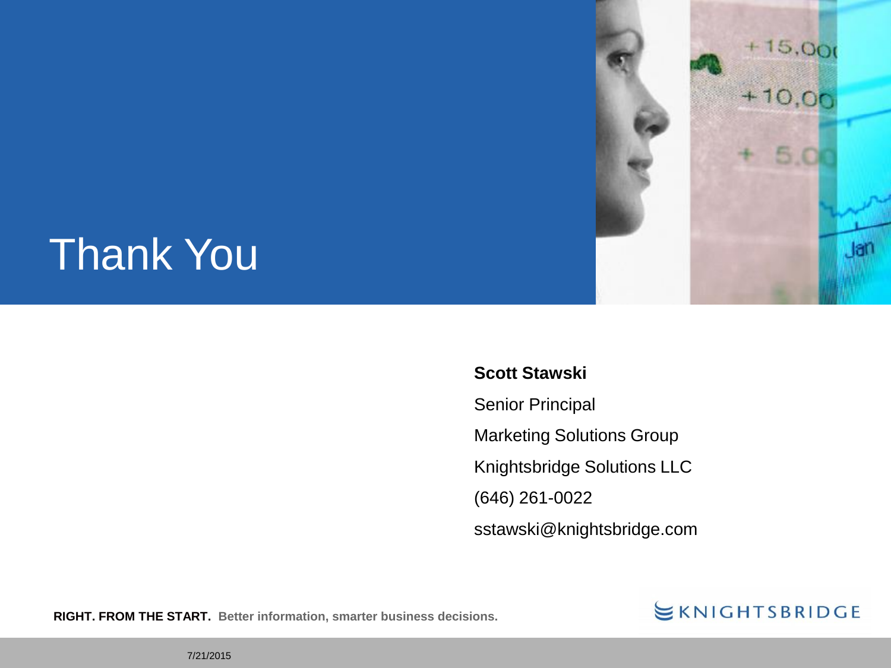# Thank You

**Scott Stawski**

Senior Principal

Marketing Solutions Group

Knightsbridge Solutions LLC

(646) 261-0022

sstawski@knightsbridge.com

**RIGHT. FROM THE START.** **Better information, smarter business decisions.**

KNIGHTSBRIDGE